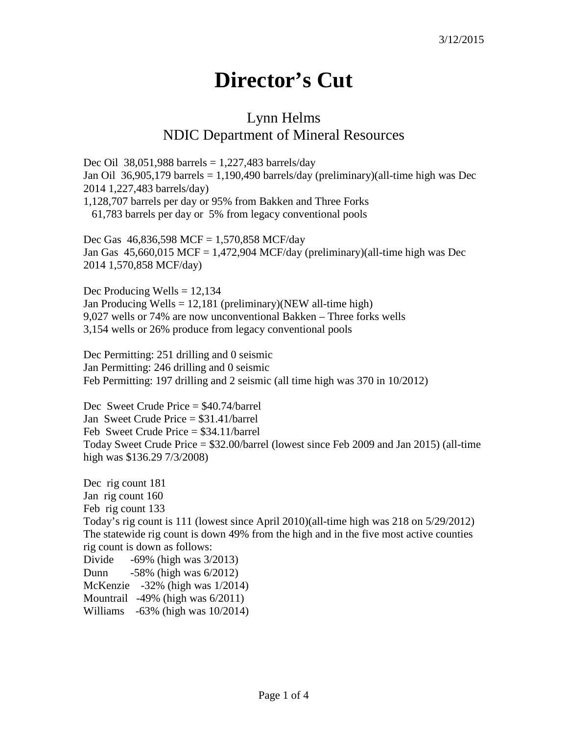3/12/2015

# Director's Cut

## Lynn Helms
## NDIC Department of Mineral Resources

Dec Oil 38,051,988 barrels = 1,227,483 barrels/day
Jan Oil 36,905,179 barrels = 1,190,490 barrels/day (preliminary)(all-time high was Dec 2014 1,227,483 barrels/day)
1,128,707 barrels per day or 95% from Bakken and Three Forks
61,783 barrels per day or 5% from legacy conventional pools

Dec Gas 46,836,598 MCF = 1,570,858 MCF/day
Jan Gas 45,660,015 MCF = 1,472,904 MCF/day (preliminary)(all-time high was Dec 2014 1,570,858 MCF/day)

Dec Producing Wells = 12,134
Jan Producing Wells = 12,181 (preliminary)(NEW all-time high)
9,027 wells or 74% are now unconventional Bakken – Three forks wells
3,154 wells or 26% produce from legacy conventional pools

Dec Permitting: 251 drilling and 0 seismic
Jan Permitting: 246 drilling and 0 seismic
Feb Permitting: 197 drilling and 2 seismic (all time high was 370 in 10/2012)

Dec Sweet Crude Price = $40.74/barrel
Jan Sweet Crude Price = $31.41/barrel
Feb Sweet Crude Price = $34.11/barrel
Today Sweet Crude Price = $32.00/barrel (lowest since Feb 2009 and Jan 2015) (all-time high was $136.29 7/3/2008)

Dec rig count 181
Jan rig count 160
Feb rig count 133
Today's rig count is 111 (lowest since April 2010)(all-time high was 218 on 5/29/2012)
The statewide rig count is down 49% from the high and in the five most active counties rig count is down as follows:
Divide -69% (high was 3/2013)
Dunn -58% (high was 6/2012)
McKenzie -32% (high was 1/2014)
Mountrail -49% (high was 6/2011)
Williams -63% (high was 10/2014)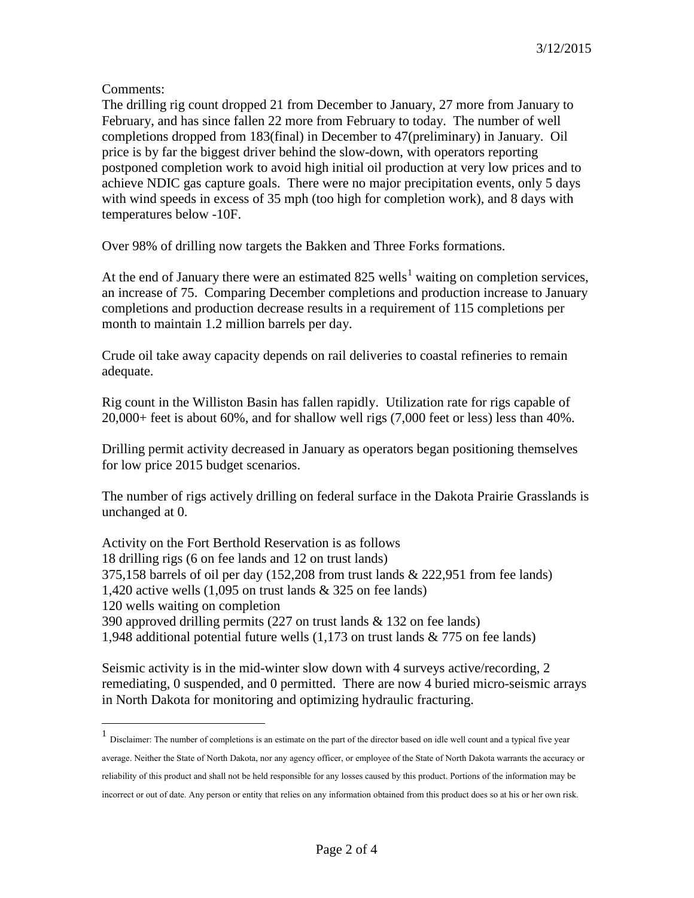3/12/2015

Comments:

The drilling rig count dropped 21 from December to January, 27 more from January to February, and has since fallen 22 more from February to today. The number of well completions dropped from 183(final) in December to 47(preliminary) in January. Oil price is by far the biggest driver behind the slow-down, with operators reporting postponed completion work to avoid high initial oil production at very low prices and to achieve NDIC gas capture goals. There were no major precipitation events, only 5 days with wind speeds in excess of 35 mph (too high for completion work), and 8 days with temperatures below -10F.

Over 98% of drilling now targets the Bakken and Three Forks formations.

At the end of January there were an estimated 825 wells[1] waiting on completion services, an increase of 75. Comparing December completions and production increase to January completions and production decrease results in a requirement of 115 completions per month to maintain 1.2 million barrels per day.

Crude oil take away capacity depends on rail deliveries to coastal refineries to remain adequate.

Rig count in the Williston Basin has fallen rapidly. Utilization rate for rigs capable of 20,000+ feet is about 60%, and for shallow well rigs (7,000 feet or less) less than 40%.

Drilling permit activity decreased in January as operators began positioning themselves for low price 2015 budget scenarios.

The number of rigs actively drilling on federal surface in the Dakota Prairie Grasslands is unchanged at 0.

Activity on the Fort Berthold Reservation is as follows
18 drilling rigs (6 on fee lands and 12 on trust lands)
375,158 barrels of oil per day (152,208 from trust lands & 222,951 from fee lands)
1,420 active wells (1,095 on trust lands & 325 on fee lands)
120 wells waiting on completion
390 approved drilling permits (227 on trust lands & 132 on fee lands)
1,948 additional potential future wells (1,173 on trust lands & 775 on fee lands)

Seismic activity is in the mid-winter slow down with 4 surveys active/recording, 2 remediating, 0 suspended, and 0 permitted. There are now 4 buried micro-seismic arrays in North Dakota for monitoring and optimizing hydraulic fracturing.

---

[1] Disclaimer: The number of completions is an estimate on the part of the director based on idle well count and a typical five year average. Neither the State of North Dakota, nor any agency officer, or employee of the State of North Dakota warrants the accuracy or reliability of this product and shall not be held responsible for any losses caused by this product. Portions of the information may be incorrect or out of date. Any person or entity that relies on any information obtained from this product does so at his or her own risk.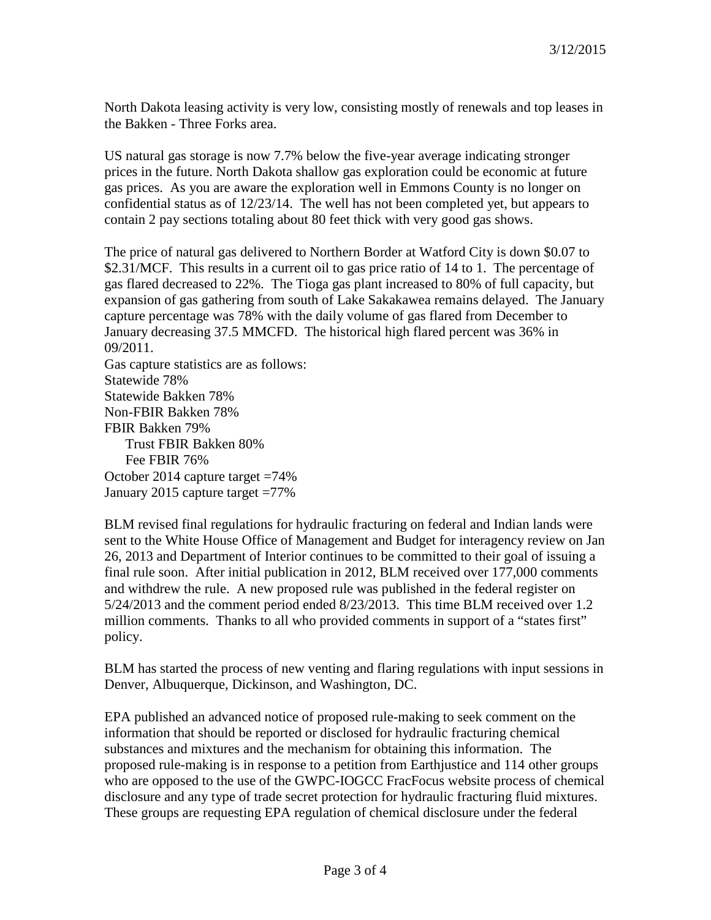North Dakota leasing activity is very low, consisting mostly of renewals and top leases in the Bakken - Three Forks area.

US natural gas storage is now 7.7% below the five-year average indicating stronger prices in the future. North Dakota shallow gas exploration could be economic at future gas prices. As you are aware the exploration well in Emmons County is no longer on confidential status as of 12/23/14. The well has not been completed yet, but appears to contain 2 pay sections totaling about 80 feet thick with very good gas shows.

The price of natural gas delivered to Northern Border at Watford City is down $0.07 to $2.31/MCF. This results in a current oil to gas price ratio of 14 to 1. The percentage of gas flared decreased to 22%. The Tioga gas plant increased to 80% of full capacity, but expansion of gas gathering from south of Lake Sakakawea remains delayed. The January capture percentage was 78% with the daily volume of gas flared from December to January decreasing 37.5 MMCFD. The historical high flared percent was 36% in 09/2011.

Gas capture statistics are as follows:

Statewide 78%  
Statewide Bakken 78%  
Non-FBIR Bakken 78%  
FBIR Bakken 79%  
    Trust FBIR Bakken 80%  
    Fee FBIR 76%  
October 2014 capture target =74%  
January 2015 capture target =77%

BLM revised final regulations for hydraulic fracturing on federal and Indian lands were sent to the White House Office of Management and Budget for interagency review on Jan 26, 2013 and Department of Interior continues to be committed to their goal of issuing a final rule soon. After initial publication in 2012, BLM received over 177,000 comments and withdrew the rule. A new proposed rule was published in the federal register on 5/24/2013 and the comment period ended 8/23/2013. This time BLM received over 1.2 million comments. Thanks to all who provided comments in support of a "states first" policy.

BLM has started the process of new venting and flaring regulations with input sessions in Denver, Albuquerque, Dickinson, and Washington, DC.

EPA published an advanced notice of proposed rule-making to seek comment on the information that should be reported or disclosed for hydraulic fracturing chemical substances and mixtures and the mechanism for obtaining this information. The proposed rule-making is in response to a petition from Earthjustice and 114 other groups who are opposed to the use of the GWPC-IOGCC FracFocus website process of chemical disclosure and any type of trade secret protection for hydraulic fracturing fluid mixtures. These groups are requesting EPA regulation of chemical disclosure under the federal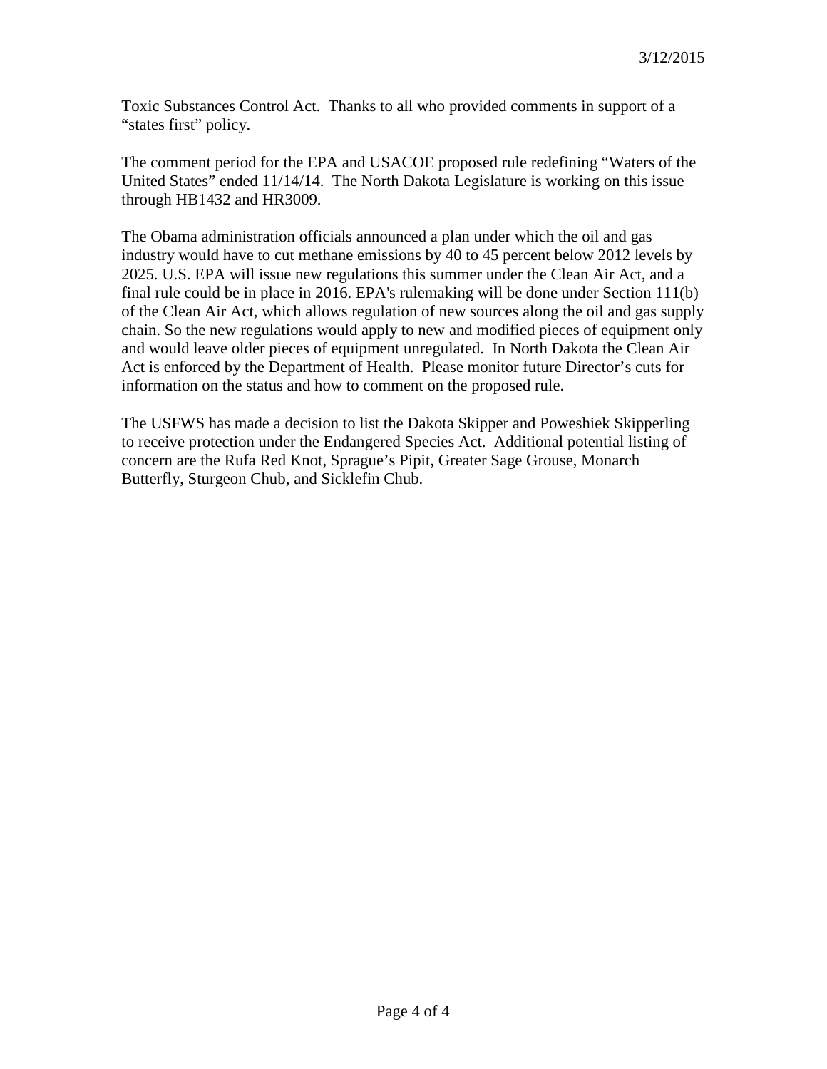Toxic Substances Control Act. Thanks to all who provided comments in support of a "states first" policy.

The comment period for the EPA and USACOE proposed rule redefining "Waters of the United States" ended 11/14/14. The North Dakota Legislature is working on this issue through HB1432 and HR3009.

The Obama administration officials announced a plan under which the oil and gas industry would have to cut methane emissions by 40 to 45 percent below 2012 levels by 2025. U.S. EPA will issue new regulations this summer under the Clean Air Act, and a final rule could be in place in 2016. EPA's rulemaking will be done under Section 111(b) of the Clean Air Act, which allows regulation of new sources along the oil and gas supply chain. So the new regulations would apply to new and modified pieces of equipment only and would leave older pieces of equipment unregulated. In North Dakota the Clean Air Act is enforced by the Department of Health. Please monitor future Director's cuts for information on the status and how to comment on the proposed rule.

The USFWS has made a decision to list the Dakota Skipper and Poweshiek Skipperling to receive protection under the Endangered Species Act. Additional potential listing of concern are the Rufa Red Knot, Sprague's Pipit, Greater Sage Grouse, Monarch Butterfly, Sturgeon Chub, and Sicklefin Chub.